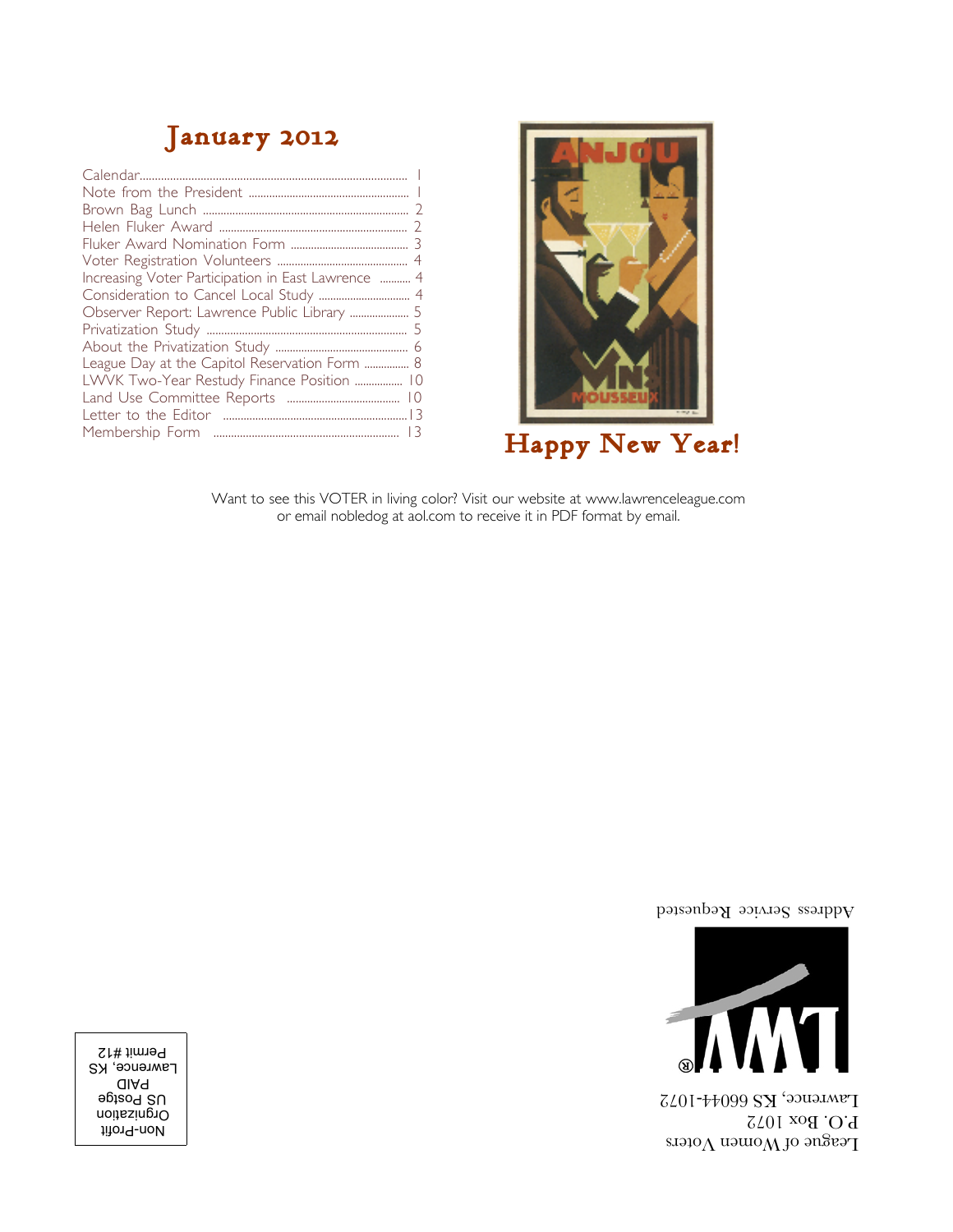# January 2012

| | |
|---|---|
| Calendar | 1 |
| Note from the President | 1 |
| Brown Bag Lunch | 2 |
| Helen Fluker Award | 2 |
| Fluker Award Nomination Form | 3 |
| Voter Registration Volunteers | 4 |
| Increasing Voter Participation in East Lawrence | 4 |
| Consideration to Cancel Local Study | 4 |
| Observer Report: Lawrence Public Library | 5 |
| Privatization Study | 5 |
| About the Privatization Study | 6 |
| League Day at the Capitol Reservation Form | 8 |
| LWVK Two-Year Restudy Finance Position | 10 |
| Land Use Committee Reports | 10 |
| Letter to the Editor | 13 |
| Membership Form | 13 |

ANJOU VINS MOUSSEUX

## Happy New Year!

Want to see this VOTER in living color? Visit our website at www.lawrenceleague.com or email nobledog at aol.com to receive it in PDF format by email.

Address Service Requested

LWV®

League of Women Voters
P.O. Box 1072
Lawrence, KS 66044-1072

Non-Profit
Organization
US Postage
PAID
Lawrence, KS
Permit #12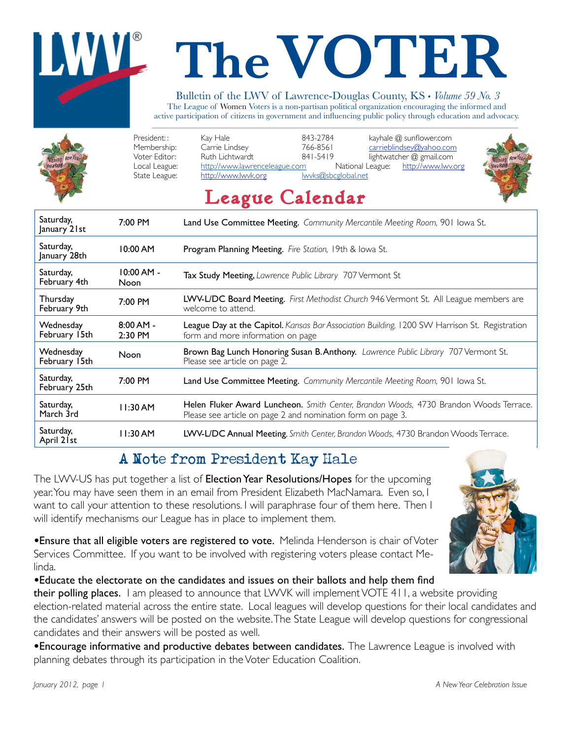# The VOTER

Bulletin of the LWV of Lawrence-Douglas County, KS • *Volume 59 No. 3*

The League of Women Voters is a non-partisan political organization encouraging the informed and active participation of citizens in government and influencing public policy through education and advocacy.

| | | | |
|---|---|---|---|
| President:: | Kay Hale | 843-2784 | kayhale @ sunflower.com |
| Membership: | Carrie Lindsey | 766-8561 | carrieblindsey@yahoo.com |
| Voter Editor: | Ruth Lichtwardt | 841-5419 | lightwatcher @ gmail.com |
| Local League: | http://www.lawrenceleague.com | National League: | http://www.lwv.org |
| State League: | http://www.lwvk.org | lwvks@sbcglobal.net | |

## League Calendar

| Date | Time | Event |
|---|---|---|
| Saturday, January 21st | 7:00 PM | **Land Use Committee Meeting.** *Community Mercantile Meeting Room,* 901 Iowa St. |
| Saturday, January 28th | 10:00 AM | **Program Planning Meeting.** *Fire Station,* 19th & Iowa St. |
| Saturday, February 4th | 10:00 AM - Noon | **Tax Study Meeting,** *Lawrence Public Library* 707 Vermont St |
| Thursday February 9th | 7:00 PM | **LWV-L/DC Board Meeting.** *First Methodist Church* 946 Vermont St. All League members are welcome to attend. |
| Wednesday February 15th | 8:00 AM - 2:30 PM | **League Day at the Capitol.** *Kansas Bar Association Building,* 1200 SW Harrison St. Registration form and more information on page |
| Wednesday February 15th | Noon | **Brown Bag Lunch Honoring Susan B. Anthony.** *Lawrence Public Library* 707 Vermont St. Please see article on page 2. |
| Saturday, February 25th | 7:00 PM | **Land Use Committee Meeting.** *Community Mercantile Meeting Room,* 901 Iowa St. |
| Saturday, March 3rd | 11:30 AM | **Helen Fluker Award Luncheon.** *Smith Center, Brandon Woods,* 4730 Brandon Woods Terrace. Please see article on page 2 and nomination form on page 3. |
| Saturday, April 21st | 11:30 AM | **LWV-L/DC Annual Meeting**, *Smith Center, Brandon Woods,* 4730 Brandon Woods Terrace. |

## A Note from President Kay Hale

The LWV-US has put together a list of **Election Year Resolutions/Hopes** for the upcoming year. You may have seen them in an email from President Elizabeth MacNamara. Even so, I want to call your attention to these resolutions. I will paraphrase four of them here. Then I will identify mechanisms our League has in place to implement them.

•**Ensure that all eligible voters are registered to vote.** Melinda Henderson is chair of Voter Services Committee. If you want to be involved with registering voters please contact Melinda.

•**Educate the electorate on the candidates and issues on their ballots and help them find their polling places.** I am pleased to announce that LWVK will implement VOTE 411, a website providing election-related material across the entire state. Local leagues will develop questions for their local candidates and the candidates' answers will be posted on the website. The State League will develop questions for congressional candidates and their answers will be posted as well.

•**Encourage informative and productive debates between candidates.** The Lawrence League is involved with planning debates through its participation in the Voter Education Coalition.

*A New Year Celebration Issue*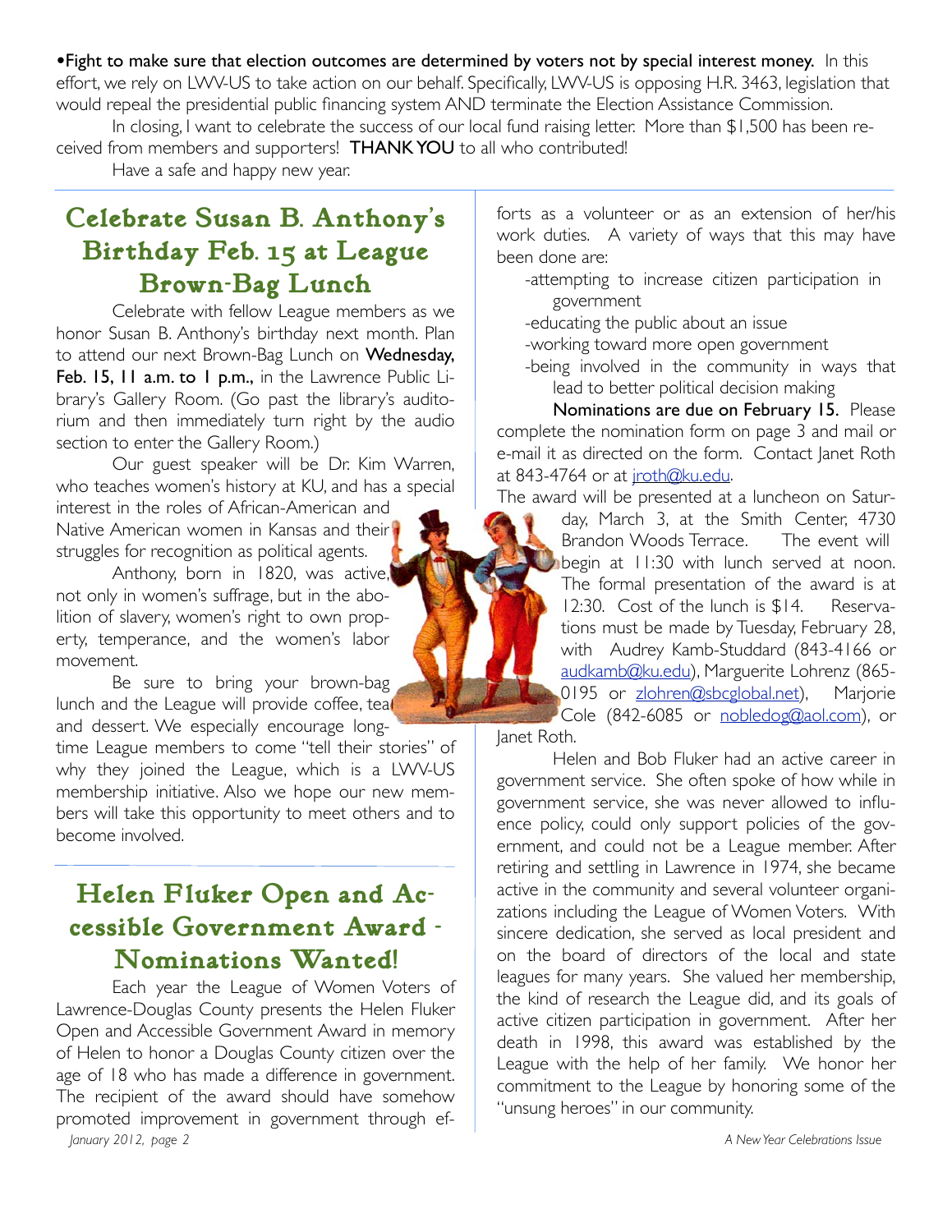**•Fight to make sure that election outcomes are determined by voters not by special interest money.** In this effort, we rely on LWV-US to take action on our behalf. Specifically, LWV-US is opposing H.R. 3463, legislation that would repeal the presidential public financing system AND terminate the Election Assistance Commission.

In closing, I want to celebrate the success of our local fund raising letter. More than $1,500 has been received from members and supporters! **THANK YOU** to all who contributed!

Have a safe and happy new year.

## Celebrate Susan B. Anthony's Birthday Feb. 15 at League Brown-Bag Lunch

Celebrate with fellow League members as we honor Susan B. Anthony's birthday next month. Plan to attend our next Brown-Bag Lunch on **Wednesday, Feb. 15, 11 a.m. to 1 p.m.,** in the Lawrence Public Library's Gallery Room. (Go past the library's auditorium and then immediately turn right by the audio section to enter the Gallery Room.)

Our guest speaker will be Dr. Kim Warren, who teaches women's history at KU, and has a special interest in the roles of African-American and Native American women in Kansas and their struggles for recognition as political agents.

Anthony, born in 1820, was active, not only in women's suffrage, but in the abolition of slavery, women's right to own property, temperance, and the women's labor movement.

Be sure to bring your brown-bag lunch and the League will provide coffee, tea and dessert. We especially encourage long-time League members to come "tell their stories" of why they joined the League, which is a LWV-US membership initiative. Also we hope our new members will take this opportunity to meet others and to become involved.

## Helen Fluker Open and Accessible Government Award - Nominations Wanted!

Each year the League of Women Voters of Lawrence-Douglas County presents the Helen Fluker Open and Accessible Government Award in memory of Helen to honor a Douglas County citizen over the age of 18 who has made a difference in government. The recipient of the award should have somehow promoted improvement in government through efforts as a volunteer or as an extension of her/his work duties. A variety of ways that this may have been done are:

- attempting to increase citizen participation in government
- educating the public about an issue
- working toward more open government
- being involved in the community in ways that lead to better political decision making

**Nominations are due on February 15.** Please complete the nomination form on page 3 and mail or e-mail it as directed on the form. Contact Janet Roth at 843-4764 or at jroth@ku.edu.

The award will be presented at a luncheon on Saturday, March 3, at the Smith Center, 4730 Brandon Woods Terrace. The event will begin at 11:30 with lunch served at noon. The formal presentation of the award is at 12:30. Cost of the lunch is $14. Reservations must be made by Tuesday, February 28, with Audrey Kamb-Studdard (843-4166 or audkamb@ku.edu), Marguerite Lohrenz (865-0195 or zlohren@sbcglobal.net), Marjorie Cole (842-6085 or nobledog@aol.com), or Janet Roth.

Helen and Bob Fluker had an active career in government service. She often spoke of how while in government service, she was never allowed to influence policy, could only support policies of the government, and could not be a League member. After retiring and settling in Lawrence in 1974, she became active in the community and several volunteer organizations including the League of Women Voters. With sincere dedication, she served as local president and on the board of directors of the local and state leagues for many years. She valued her membership, the kind of research the League did, and its goals of active citizen participation in government. After her death in 1998, this award was established by the League with the help of her family. We honor her commitment to the League by honoring some of the "unsung heroes" in our community.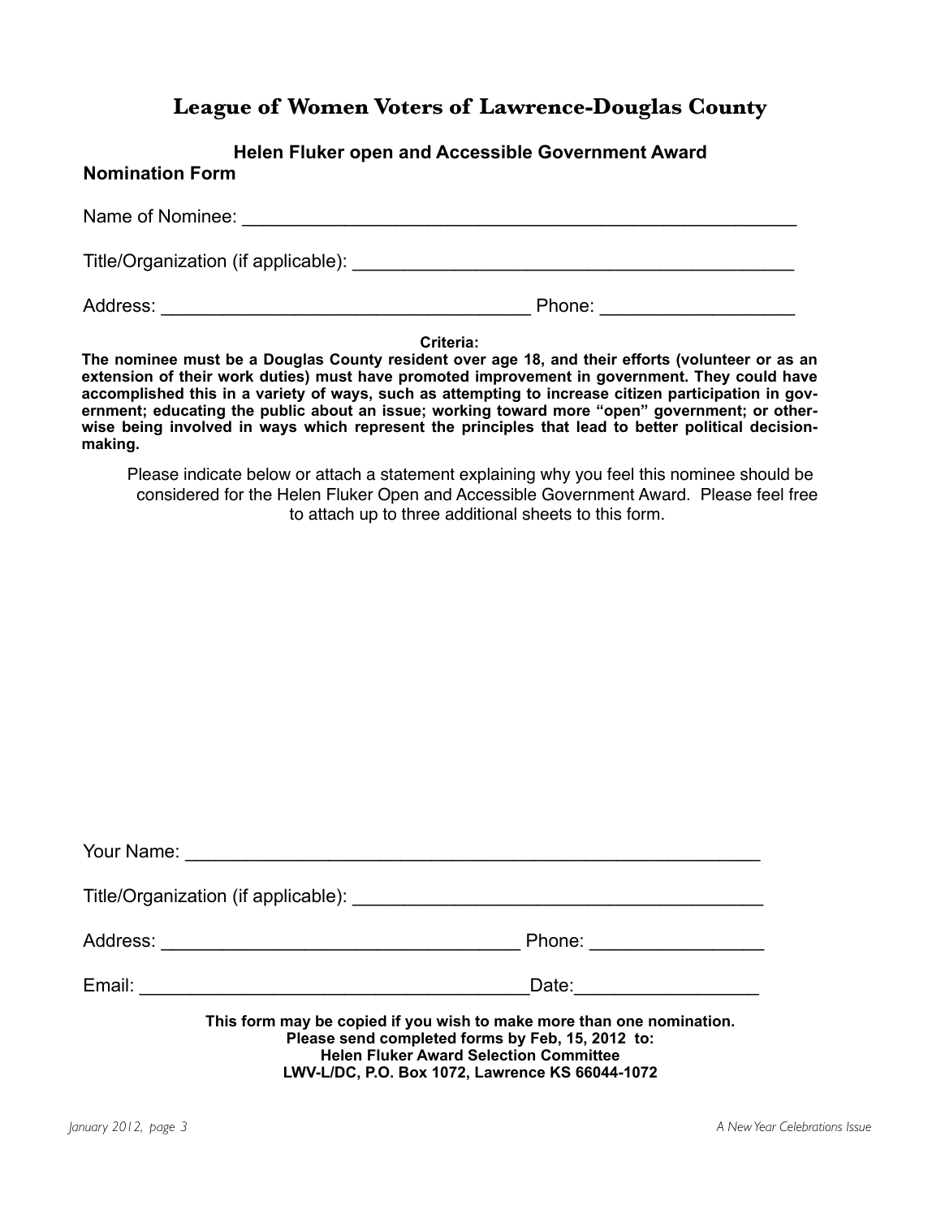# League of Women Voters of Lawrence-Douglas County

### Helen Fluker open and Accessible Government Award

**Nomination Form**

Name of Nominee: ______________________________________________________

Title/Organization (if applicable): ___________________________________________

Address: ____________________________________ Phone: __________________

**Criteria:**

**The nominee must be a Douglas County resident over age 18, and their efforts (volunteer or as an extension of their work duties) must have promoted improvement in government. They could have accomplished this in a variety of ways, such as attempting to increase citizen participation in government; educating the public about an issue; working toward more "open" government; or otherwise being involved in ways which represent the principles that lead to better political decision-making.**

Please indicate below or attach a statement explaining why you feel this nominee should be considered for the Helen Fluker Open and Accessible Government Award. Please feel free to attach up to three additional sheets to this form.

Your Name: _________________________________________________________

Title/Organization (if applicable): ________________________________________

Address: ___________________________________ Phone: ________________

Email: _____________________________________Date:_________________

**This form may be copied if you wish to make more than one nomination.**
**Please send completed forms by Feb, 15, 2012 to:**
**Helen Fluker Award Selection Committee**
**LWV-L/DC, P.O. Box 1072, Lawrence KS 66044-1072**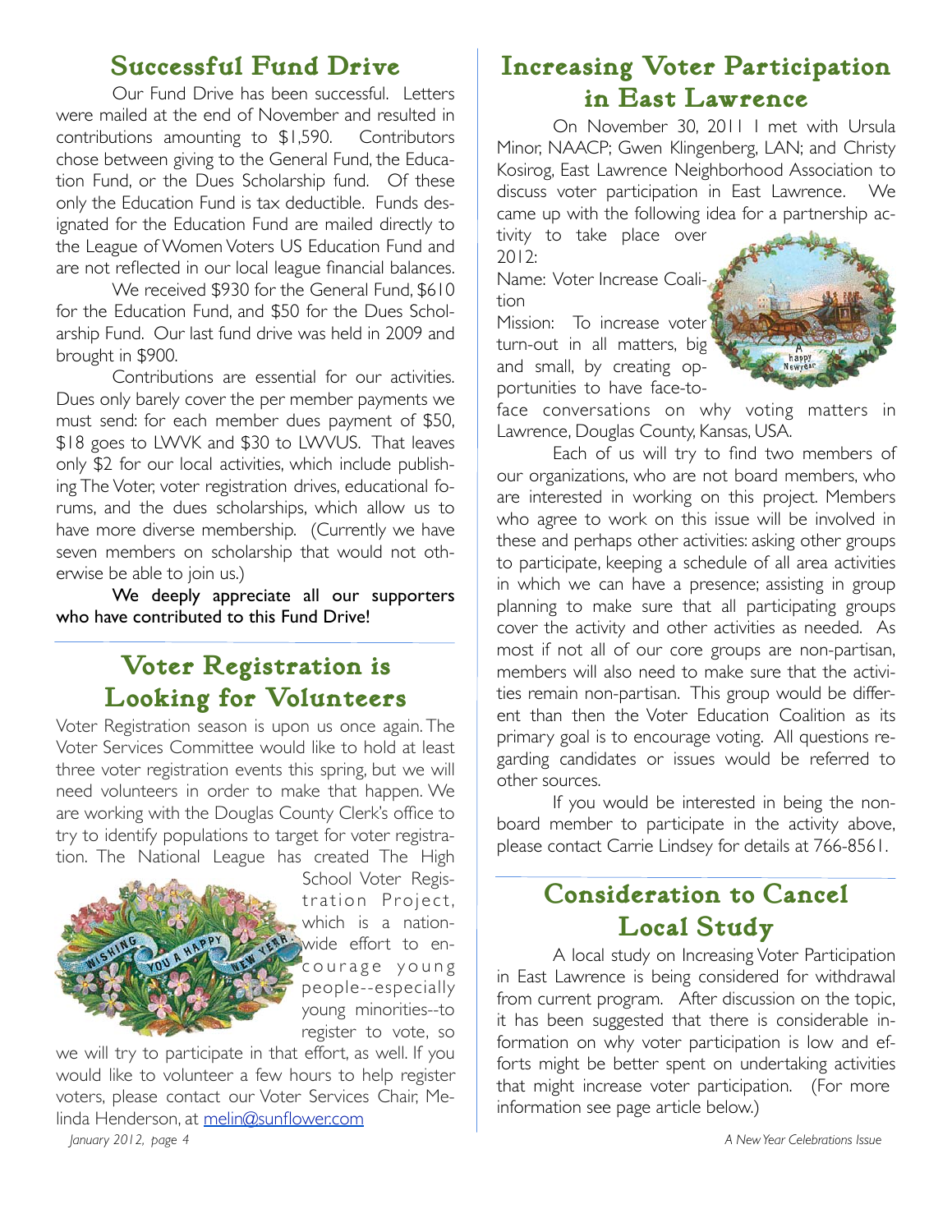## Successful Fund Drive

Our Fund Drive has been successful. Letters were mailed at the end of November and resulted in contributions amounting to $1,590. Contributors chose between giving to the General Fund, the Education Fund, or the Dues Scholarship fund. Of these only the Education Fund is tax deductible. Funds designated for the Education Fund are mailed directly to the League of Women Voters US Education Fund and are not reflected in our local league financial balances.

We received $930 for the General Fund, $610 for the Education Fund, and $50 for the Dues Scholarship Fund. Our last fund drive was held in 2009 and brought in $900.

Contributions are essential for our activities. Dues only barely cover the per member payments we must send: for each member dues payment of $50, $18 goes to LWVK and $30 to LWVUS. That leaves only $2 for our local activities, which include publishing The Voter, voter registration drives, educational forums, and the dues scholarships, which allow us to have more diverse membership. (Currently we have seven members on scholarship that would not otherwise be able to join us.)

**We deeply appreciate all our supporters who have contributed to this Fund Drive!**

## Voter Registration is Looking for Volunteers

Voter Registration season is upon us once again. The Voter Services Committee would like to hold at least three voter registration events this spring, but we will need volunteers in order to make that happen. We are working with the Douglas County Clerk's office to try to identify populations to target for voter registration. The National League has created The High School Voter Registration Project, which is a nationwide effort to encourage young people--especially young minorities--to register to vote, so we will try to participate in that effort, as well. If you would like to volunteer a few hours to help register voters, please contact our Voter Services Chair, Melinda Henderson, at melin@sunflower.com

## Increasing Voter Participation in East Lawrence

On November 30, 2011 I met with Ursula Minor, NAACP; Gwen Klingenberg, LAN; and Christy Kosirog, East Lawrence Neighborhood Association to discuss voter participation in East Lawrence. We came up with the following idea for a partnership activity to take place over 2012:

Name: Voter Increase Coalition

Mission: To increase voter turn-out in all matters, big and small, by creating opportunities to have face-to-face conversations on why voting matters in Lawrence, Douglas County, Kansas, USA.

Each of us will try to find two members of our organizations, who are not board members, who are interested in working on this project. Members who agree to work on this issue will be involved in these and perhaps other activities: asking other groups to participate, keeping a schedule of all area activities in which we can have a presence; assisting in group planning to make sure that all participating groups cover the activity and other activities as needed. As most if not all of our core groups are non-partisan, members will also need to make sure that the activities remain non-partisan. This group would be different than then the Voter Education Coalition as its primary goal is to encourage voting. All questions regarding candidates or issues would be referred to other sources.

If you would be interested in being the non-board member to participate in the activity above, please contact Carrie Lindsey for details at 766-8561.

## Consideration to Cancel Local Study

A local study on Increasing Voter Participation in East Lawrence is being considered for withdrawal from current program. After discussion on the topic, it has been suggested that there is considerable information on why voter participation is low and efforts might be better spent on undertaking activities that might increase voter participation. (For more information see page article below.)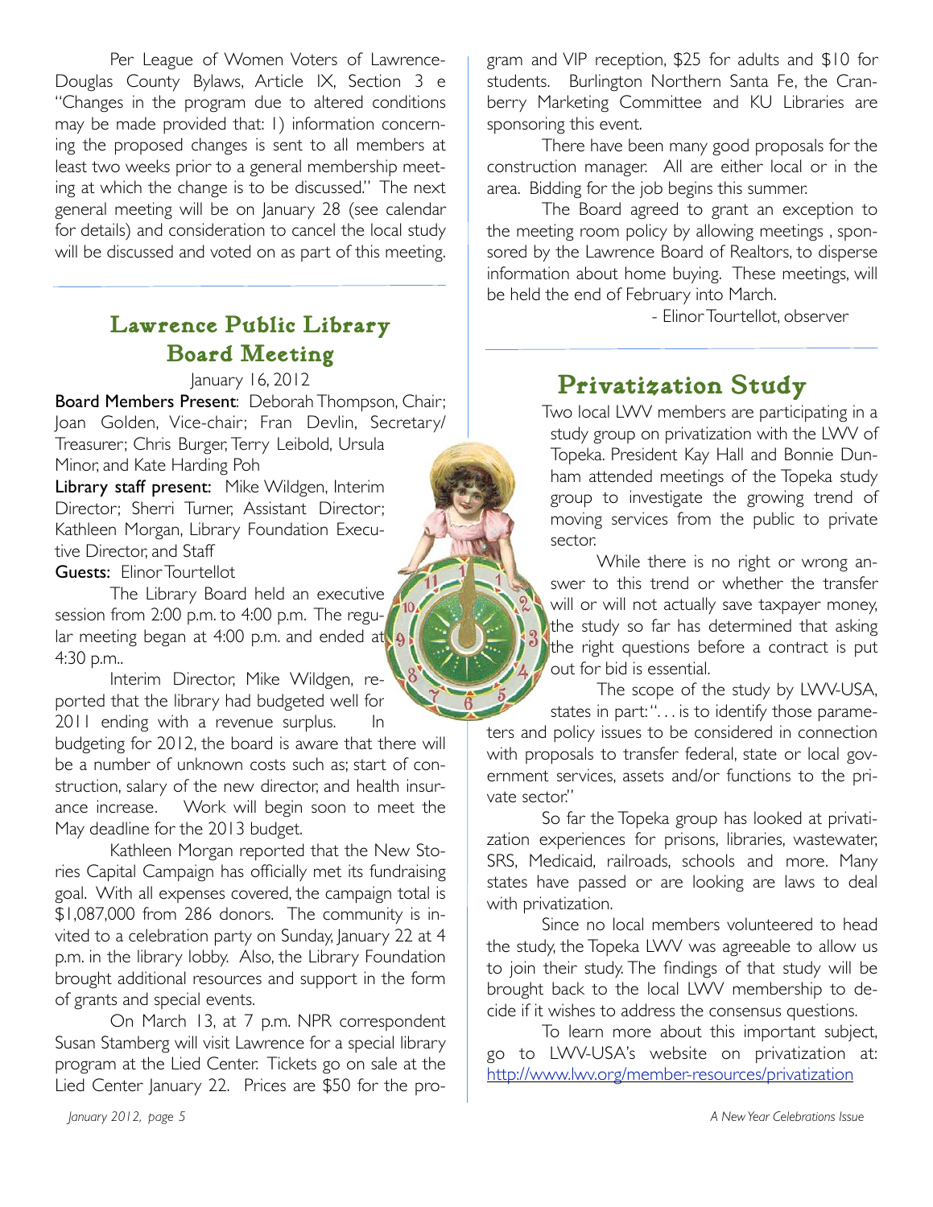Per League of Women Voters of Lawrence-Douglas County Bylaws, Article IX, Section 3 e "Changes in the program due to altered conditions may be made provided that: 1) information concerning the proposed changes is sent to all members at least two weeks prior to a general membership meeting at which the change is to be discussed." The next general meeting will be on January 28 (see calendar for details) and consideration to cancel the local study will be discussed and voted on as part of this meeting.

## Lawrence Public Library Board Meeting

January 16, 2012

**Board Members Present**: Deborah Thompson, Chair; Joan Golden, Vice-chair; Fran Devlin, Secretary/Treasurer; Chris Burger, Terry Leibold, Ursula Minor, and Kate Harding Poh

**Library staff present:** Mike Wildgen, Interim Director; Sherri Turner, Assistant Director; Kathleen Morgan, Library Foundation Executive Director, and Staff

**Guests:** Elinor Tourtellot

The Library Board held an executive session from 2:00 p.m. to 4:00 p.m. The regular meeting began at 4:00 p.m. and ended at 4:30 p.m..

Interim Director, Mike Wildgen, reported that the library had budgeted well for 2011 ending with a revenue surplus. In budgeting for 2012, the board is aware that there will be a number of unknown costs such as; start of construction, salary of the new director, and health insurance increase. Work will begin soon to meet the May deadline for the 2013 budget.

Kathleen Morgan reported that the New Stories Capital Campaign has officially met its fundraising goal. With all expenses covered, the campaign total is $1,087,000 from 286 donors. The community is invited to a celebration party on Sunday, January 22 at 4 p.m. in the library lobby. Also, the Library Foundation brought additional resources and support in the form of grants and special events.

On March 13, at 7 p.m. NPR correspondent Susan Stamberg will visit Lawrence for a special library program at the Lied Center. Tickets go on sale at the Lied Center January 22. Prices are $50 for the program and VIP reception, $25 for adults and $10 for students. Burlington Northern Santa Fe, the Cranberry Marketing Committee and KU Libraries are sponsoring this event.

There have been many good proposals for the construction manager. All are either local or in the area. Bidding for the job begins this summer.

The Board agreed to grant an exception to the meeting room policy by allowing meetings , sponsored by the Lawrence Board of Realtors, to disperse information about home buying. These meetings, will be held the end of February into March.

- Elinor Tourtellot, observer

## Privatization Study

Two local LWV members are participating in a study group on privatization with the LWV of Topeka. President Kay Hall and Bonnie Dunham attended meetings of the Topeka study group to investigate the growing trend of moving services from the public to private sector.

While there is no right or wrong answer to this trend or whether the transfer will or will not actually save taxpayer money, the study so far has determined that asking the right questions before a contract is put out for bid is essential.

The scope of the study by LWV-USA, states in part: ". . . is to identify those parameters and policy issues to be considered in connection with proposals to transfer federal, state or local government services, assets and/or functions to the private sector."

So far the Topeka group has looked at privatization experiences for prisons, libraries, wastewater, SRS, Medicaid, railroads, schools and more. Many states have passed or are looking are laws to deal with privatization.

Since no local members volunteered to head the study, the Topeka LWV was agreeable to allow us to join their study. The findings of that study will be brought back to the local LWV membership to decide if it wishes to address the consensus questions.

To learn more about this important subject, go to LWV-USA's website on privatization at: http://www.lwv.org/member-resources/privatization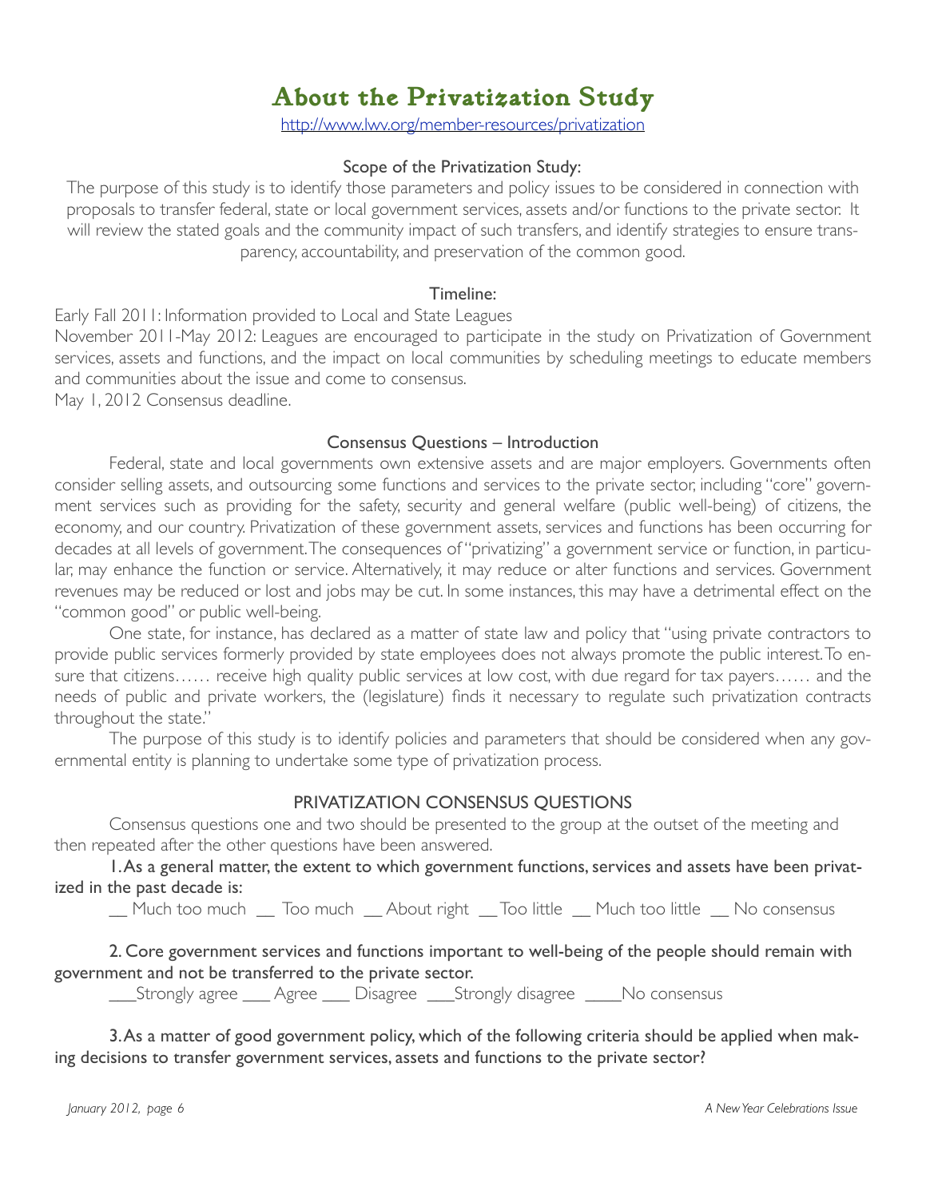# About the Privatization Study

http://www.lwv.org/member-resources/privatization

### Scope of the Privatization Study:

The purpose of this study is to identify those parameters and policy issues to be considered in connection with proposals to transfer federal, state or local government services, assets and/or functions to the private sector. It will review the stated goals and the community impact of such transfers, and identify strategies to ensure transparency, accountability, and preservation of the common good.

### Timeline:

Early Fall 2011: Information provided to Local and State Leagues

November 2011-May 2012: Leagues are encouraged to participate in the study on Privatization of Government services, assets and functions, and the impact on local communities by scheduling meetings to educate members and communities about the issue and come to consensus.

May 1, 2012 Consensus deadline.

### Consensus Questions – Introduction

Federal, state and local governments own extensive assets and are major employers. Governments often consider selling assets, and outsourcing some functions and services to the private sector, including "core" government services such as providing for the safety, security and general welfare (public well-being) of citizens, the economy, and our country. Privatization of these government assets, services and functions has been occurring for decades at all levels of government. The consequences of "privatizing" a government service or function, in particular, may enhance the function or service. Alternatively, it may reduce or alter functions and services. Government revenues may be reduced or lost and jobs may be cut. In some instances, this may have a detrimental effect on the "common good" or public well-being.

One state, for instance, has declared as a matter of state law and policy that "using private contractors to provide public services formerly provided by state employees does not always promote the public interest. To ensure that citizens…… receive high quality public services at low cost, with due regard for tax payers…… and the needs of public and private workers, the (legislature) finds it necessary to regulate such privatization contracts throughout the state."

The purpose of this study is to identify policies and parameters that should be considered when any governmental entity is planning to undertake some type of privatization process.

### PRIVATIZATION CONSENSUS QUESTIONS

Consensus questions one and two should be presented to the group at the outset of the meeting and then repeated after the other questions have been answered.

**1. As a general matter, the extent to which government functions, services and assets have been privatized in the past decade is:**

__ Much too much __ Too much __ About right __ Too little __ Much too little __ No consensus

**2. Core government services and functions important to well-being of the people should remain with government and not be transferred to the private sector.**

___Strongly agree ___ Agree ___ Disagree ___Strongly disagree ____No consensus

**3. As a matter of good government policy, which of the following criteria should be applied when making decisions to transfer government services, assets and functions to the private sector?**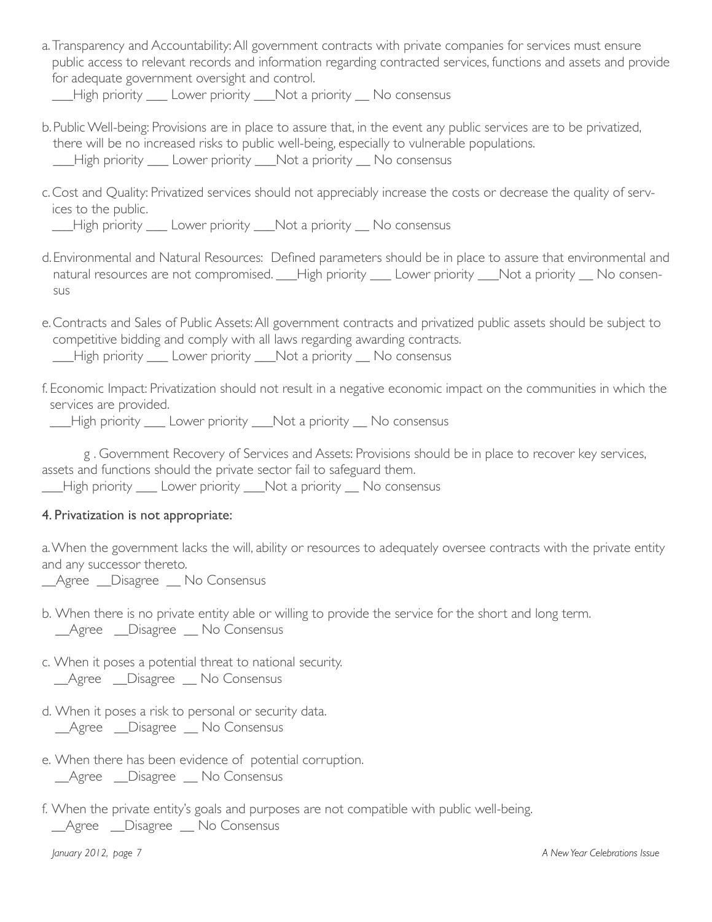a. Transparency and Accountability: All government contracts with private companies for services must ensure public access to relevant records and information regarding contracted services, functions and assets and provide for adequate government oversight and control.
___High priority ___ Lower priority ___Not a priority __ No consensus

b. Public Well-being: Provisions are in place to assure that, in the event any public services are to be privatized, there will be no increased risks to public well-being, especially to vulnerable populations.
___High priority ___ Lower priority ___Not a priority __ No consensus

c. Cost and Quality: Privatized services should not appreciably increase the costs or decrease the quality of services to the public.
___High priority ___ Lower priority ___Not a priority __ No consensus

d. Environmental and Natural Resources: Defined parameters should be in place to assure that environmental and natural resources are not compromised. ___High priority ___ Lower priority ___Not a priority __ No consensus

e. Contracts and Sales of Public Assets: All government contracts and privatized public assets should be subject to competitive bidding and comply with all laws regarding awarding contracts.
___High priority ___ Lower priority ___Not a priority __ No consensus

f. Economic Impact: Privatization should not result in a negative economic impact on the communities in which the services are provided.
___High priority ___ Lower priority ___Not a priority __ No consensus

g . Government Recovery of Services and Assets: Provisions should be in place to recover key services, assets and functions should the private sector fail to safeguard them.
___High priority ___ Lower priority ___Not a priority __ No consensus

**4. Privatization is not appropriate:**

a. When the government lacks the will, ability or resources to adequately oversee contracts with the private entity and any successor thereto.
__Agree __Disagree __ No Consensus

b. When there is no private entity able or willing to provide the service for the short and long term.
__Agree __Disagree __ No Consensus

c. When it poses a potential threat to national security.
__Agree __Disagree __ No Consensus

d. When it poses a risk to personal or security data.
__Agree __Disagree __ No Consensus

e. When there has been evidence of potential corruption.
__Agree __Disagree __ No Consensus

f. When the private entity's goals and purposes are not compatible with public well-being.
__Agree __Disagree __ No Consensus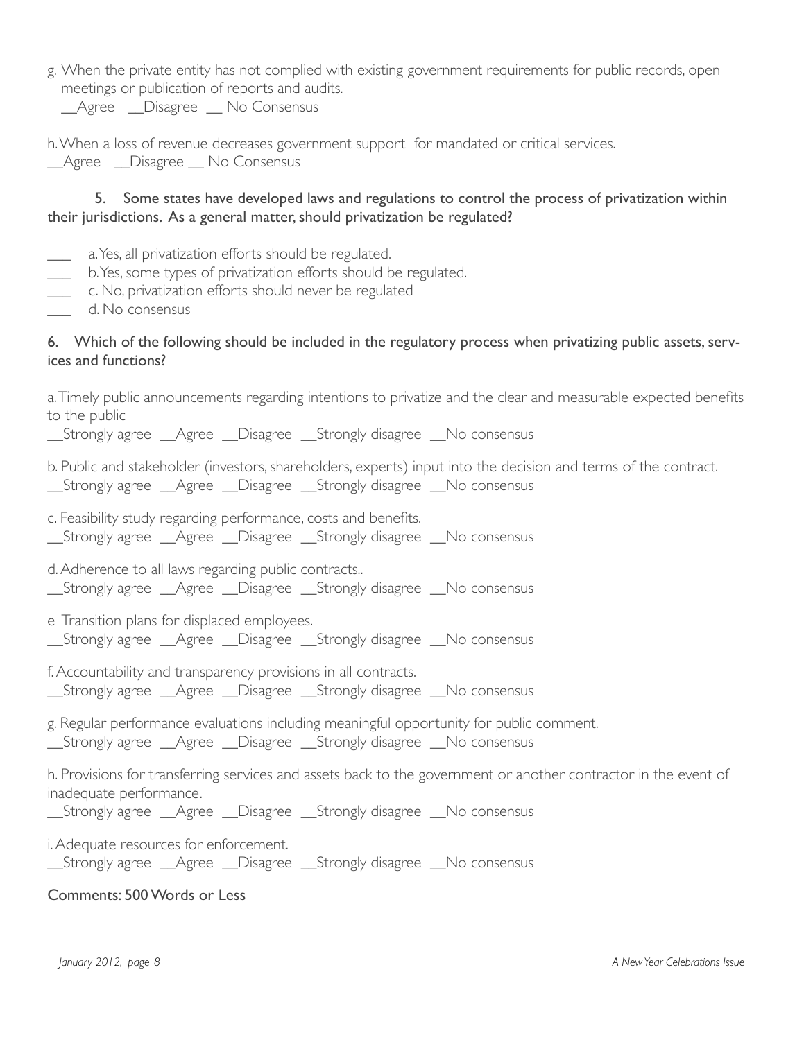g. When the private entity has not complied with existing government requirements for public records, open meetings or publication of reports and audits.
__Agree __Disagree __ No Consensus

h. When a loss of revenue decreases government support for mandated or critical services.
__Agree __Disagree __ No Consensus

**5. Some states have developed laws and regulations to control the process of privatization within their jurisdictions. As a general matter, should privatization be regulated?**

___ a. Yes, all privatization efforts should be regulated.
___ b. Yes, some types of privatization efforts should be regulated.
___ c. No, privatization efforts should never be regulated
___ d. No consensus

**6. Which of the following should be included in the regulatory process when privatizing public assets, services and functions?**

a. Timely public announcements regarding intentions to privatize and the clear and measurable expected benefits to the public
__Strongly agree __Agree __Disagree __Strongly disagree __No consensus

b. Public and stakeholder (investors, shareholders, experts) input into the decision and terms of the contract.
__Strongly agree __Agree __Disagree __Strongly disagree __No consensus

c. Feasibility study regarding performance, costs and benefits.
__Strongly agree __Agree __Disagree __Strongly disagree __No consensus

d. Adherence to all laws regarding public contracts..
__Strongly agree __Agree __Disagree __Strongly disagree __No consensus

e Transition plans for displaced employees.
__Strongly agree __Agree __Disagree __Strongly disagree __No consensus

f. Accountability and transparency provisions in all contracts.
__Strongly agree __Agree __Disagree __Strongly disagree __No consensus

g. Regular performance evaluations including meaningful opportunity for public comment.
__Strongly agree __Agree __Disagree __Strongly disagree __No consensus

h. Provisions for transferring services and assets back to the government or another contractor in the event of inadequate performance.
__Strongly agree __Agree __Disagree __Strongly disagree __No consensus

i. Adequate resources for enforcement.
__Strongly agree __Agree __Disagree __Strongly disagree __No consensus

Comments: 500 Words or Less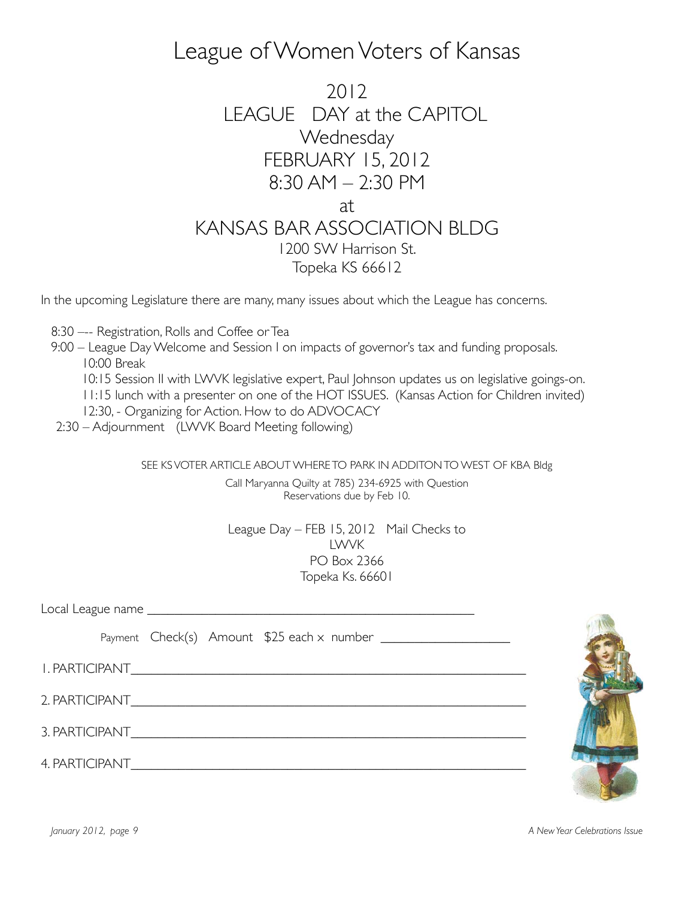# League of Women Voters of Kansas

## 2012
## LEAGUE DAY at the CAPITOL
## Wednesday
## FEBRUARY 15, 2012
## 8:30 AM – 2:30 PM
## at
## KANSAS BAR ASSOCIATION BLDG

1200 SW Harrison St.
Topeka KS 66612

In the upcoming Legislature there are many, many issues about which the League has concerns.

8:30 —- Registration, Rolls and Coffee or Tea
9:00 – League Day Welcome and Session I on impacts of governor's tax and funding proposals.
  10:00 Break
  10:15 Session II with LWVK legislative expert, Paul Johnson updates us on legislative goings-on.
  11:15 lunch with a presenter on one of the HOT ISSUES. (Kansas Action for Children invited)
  12:30, - Organizing for Action. How to do ADVOCACY
2:30 – Adjournment (LWVK Board Meeting following)

SEE KS VOTER ARTICLE ABOUT WHERE TO PARK IN ADDITON TO WEST OF KBA Bldg

Call Maryanna Quilty at 785) 234-6925 with Question
Reservations due by Feb 10.

League Day – FEB 15, 2012 Mail Checks to
LWVK
PO Box 2366
Topeka Ks. 66601

Local League name ________________________________________________

Payment Check(s) Amount $25 each × number __________________

1. PARTICIPANT__________________________________________________________

2. PARTICIPANT__________________________________________________________

3. PARTICIPANT__________________________________________________________

4. PARTICIPANT__________________________________________________________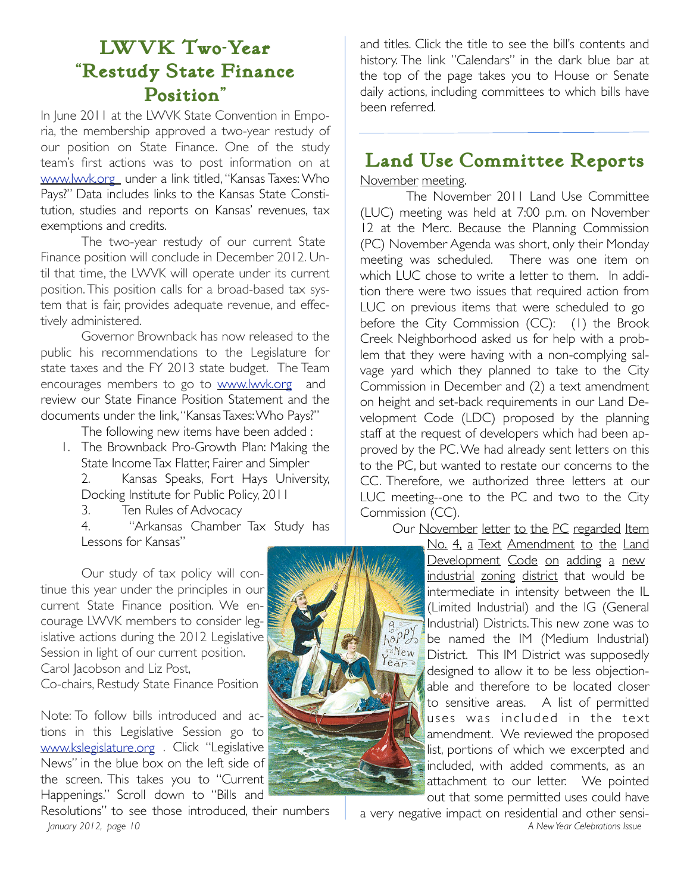## LWVK Two-Year "Restudy State Finance Position"

In June 2011 at the LWVK State Convention in Emporia, the membership approved a two-year restudy of our position on State Finance. One of the study team's first actions was to post information on at www.lwvk.org under a link titled, "Kansas Taxes: Who Pays?" Data includes links to the Kansas State Constitution, studies and reports on Kansas' revenues, tax exemptions and credits.

The two-year restudy of our current State Finance position will conclude in December 2012. Until that time, the LWVK will operate under its current position. This position calls for a broad-based tax system that is fair, provides adequate revenue, and effectively administered.

Governor Brownback has now released to the public his recommendations to the Legislature for state taxes and the FY 2013 state budget. The Team encourages members to go to www.lwvk.org and review our State Finance Position Statement and the documents under the link, "Kansas Taxes: Who Pays?"

The following new items have been added :

1. The Brownback Pro-Growth Plan: Making the State Income Tax Flatter, Fairer and Simpler
2. Kansas Speaks, Fort Hays University, Docking Institute for Public Policy, 2011
3. Ten Rules of Advocacy
4. "Arkansas Chamber Tax Study has Lessons for Kansas"

Our study of tax policy will continue this year under the principles in our current State Finance position. We encourage LWVK members to consider legislative actions during the 2012 Legislative Session in light of our current position.

Carol Jacobson and Liz Post,
Co-chairs, Restudy State Finance Position

Note: To follow bills introduced and actions in this Legislative Session go to www.kslegislature.org . Click "Legislative News" in the blue box on the left side of the screen. This takes you to "Current Happenings." Scroll down to "Bills and Resolutions" to see those introduced, their numbers and titles. Click the title to see the bill's contents and history. The link "Calendars" in the dark blue bar at the top of the page takes you to House or Senate daily actions, including committees to which bills have been referred.

## Land Use Committee Reports

November meeting.

The November 2011 Land Use Committee (LUC) meeting was held at 7:00 p.m. on November 12 at the Merc. Because the Planning Commission (PC) November Agenda was short, only their Monday meeting was scheduled. There was one item on which LUC chose to write a letter to them. In addition there were two issues that required action from LUC on previous items that were scheduled to go before the City Commission (CC): (1) the Brook Creek Neighborhood asked us for help with a problem that they were having with a non-complying salvage yard which they planned to take to the City Commission in December and (2) a text amendment on height and set-back requirements in our Land Development Code (LDC) proposed by the planning staff at the request of developers which had been approved by the PC. We had already sent letters on this to the PC, but wanted to restate our concerns to the CC. Therefore, we authorized three letters at our LUC meeting--one to the PC and two to the City Commission (CC).

Our November letter to the PC regarded Item No. 4, a Text Amendment to the Land Development Code on adding a new industrial zoning district that would be intermediate in intensity between the IL (Limited Industrial) and the IG (General Industrial) Districts. This new zone was to be named the IM (Medium Industrial) District. This IM District was supposedly designed to allow it to be less objectionable and therefore to be located closer to sensitive areas. A list of permitted uses was included in the text amendment. We reviewed the proposed list, portions of which we excerpted and included, with added comments, as an attachment to our letter. We pointed out that some permitted uses could have a very negative impact on residential and other sensi-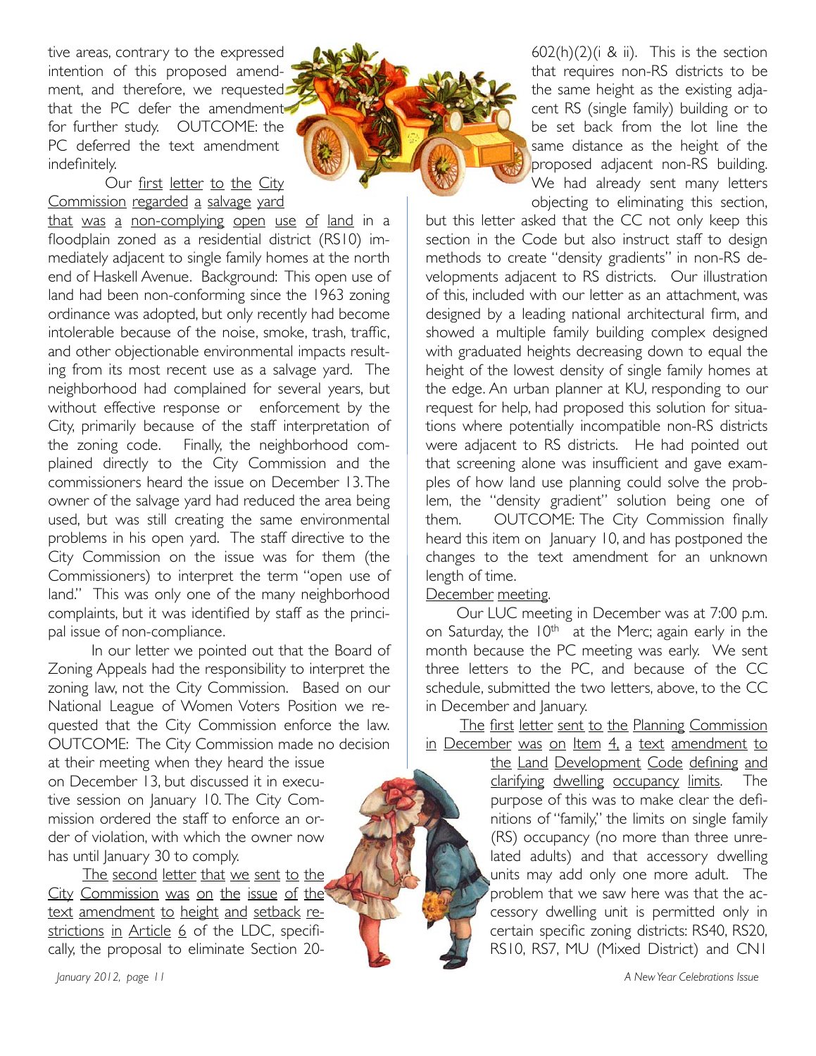tive areas, contrary to the expressed intention of this proposed amendment, and therefore, we requested that the PC defer the amendment for further study. OUTCOME: the PC deferred the text amendment indefinitely.

Our <u>first letter to the City Commission regarded a salvage yard that was a non-complying open use of land</u> in a floodplain zoned as a residential district (RS10) immediately adjacent to single family homes at the north end of Haskell Avenue. Background: This open use of land had been non-conforming since the 1963 zoning ordinance was adopted, but only recently had become intolerable because of the noise, smoke, trash, traffic, and other objectionable environmental impacts resulting from its most recent use as a salvage yard. The neighborhood had complained for several years, but without effective response or enforcement by the City, primarily because of the staff interpretation of the zoning code. Finally, the neighborhood complained directly to the City Commission and the commissioners heard the issue on December 13. The owner of the salvage yard had reduced the area being used, but was still creating the same environmental problems in his open yard. The staff directive to the City Commission on the issue was for them (the Commissioners) to interpret the term "open use of land." This was only one of the many neighborhood complaints, but it was identified by staff as the principal issue of non-compliance.

In our letter we pointed out that the Board of Zoning Appeals had the responsibility to interpret the zoning law, not the City Commission. Based on our National League of Women Voters Position we requested that the City Commission enforce the law. OUTCOME: The City Commission made no decision at their meeting when they heard the issue on December 13, but discussed it in executive session on January 10. The City Commission ordered the staff to enforce an order of violation, with which the owner now has until January 30 to comply.

<u>The second letter that we sent to the City Commission was on the issue of the text amendment to height and setback restrictions in Article 6</u> of the LDC, specifically, the proposal to eliminate Section 20-602(h)(2)(i & ii). This is the section that requires non-RS districts to be the same height as the existing adjacent RS (single family) building or to be set back from the lot line the same distance as the height of the proposed adjacent non-RS building. We had already sent many letters objecting to eliminating this section, but this letter asked that the CC not only keep this section in the Code but also instruct staff to design methods to create "density gradients" in non-RS developments adjacent to RS districts. Our illustration of this, included with our letter as an attachment, was designed by a leading national architectural firm, and showed a multiple family building complex designed with graduated heights decreasing down to equal the height of the lowest density of single family homes at the edge. An urban planner at KU, responding to our request for help, had proposed this solution for situations where potentially incompatible non-RS districts were adjacent to RS districts. He had pointed out that screening alone was insufficient and gave examples of how land use planning could solve the problem, the "density gradient" solution being one of them. OUTCOME: The City Commission finally heard this item on January 10, and has postponed the changes to the text amendment for an unknown length of time.

<u>December meeting</u>.

Our LUC meeting in December was at 7:00 p.m. on Saturday, the 10th at the Merc; again early in the month because the PC meeting was early. We sent three letters to the PC, and because of the CC schedule, submitted the two letters, above, to the CC in December and January.

<u>The first letter sent to the Planning Commission in December was on Item 4, a text amendment to the Land Development Code defining and clarifying dwelling occupancy limits</u>. The purpose of this was to make clear the definitions of "family," the limits on single family (RS) occupancy (no more than three unrelated adults) and that accessory dwelling units may add only one more adult. The problem that we saw here was that the accessory dwelling unit is permitted only in certain specific zoning districts: RS40, RS20, RS10, RS7, MU (Mixed District) and CN1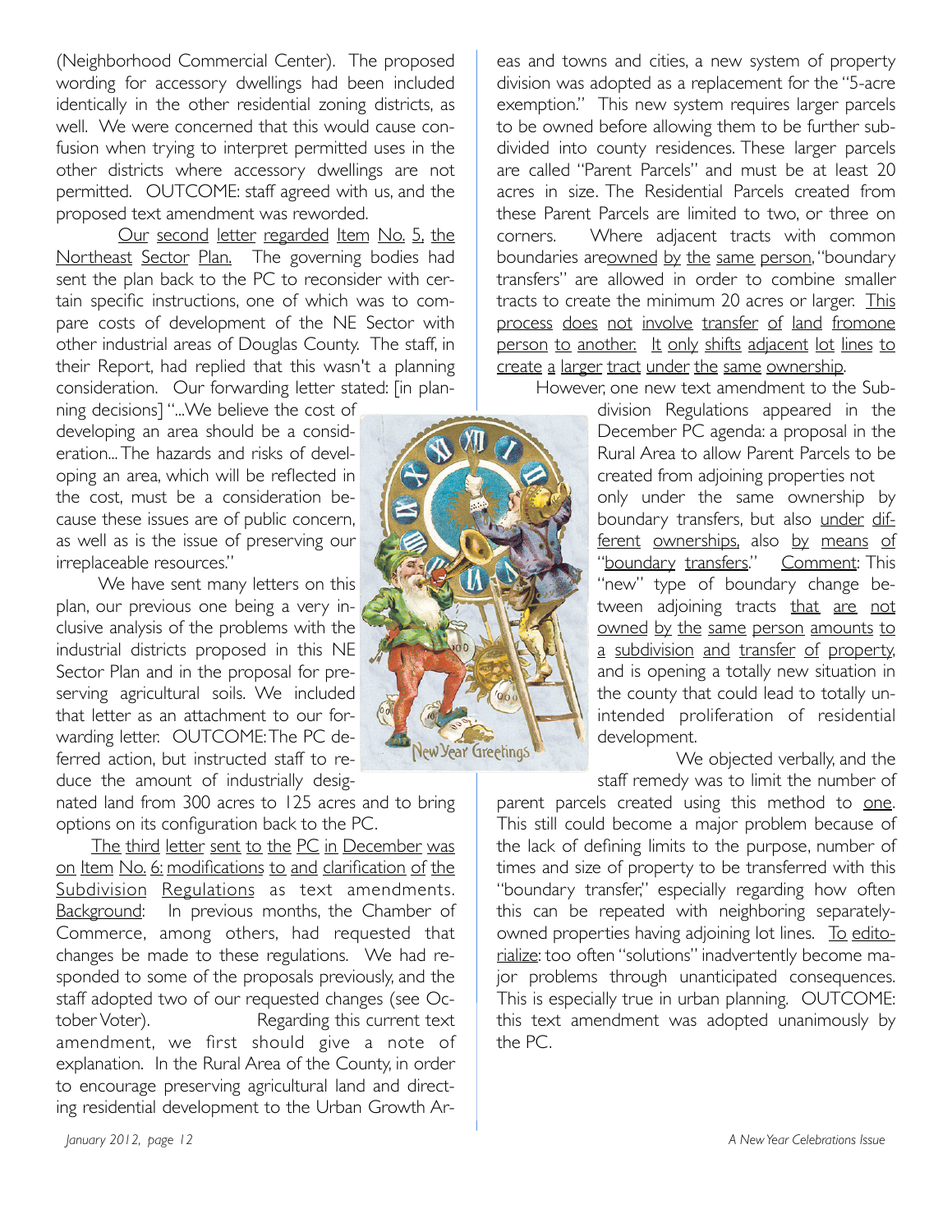(Neighborhood Commercial Center). The proposed wording for accessory dwellings had been included identically in the other residential zoning districts, as well. We were concerned that this would cause confusion when trying to interpret permitted uses in the other districts where accessory dwellings are not permitted. OUTCOME: staff agreed with us, and the proposed text amendment was reworded.

Our second letter regarded Item No. 5, the Northeast Sector Plan. The governing bodies had sent the plan back to the PC to reconsider with certain specific instructions, one of which was to compare costs of development of the NE Sector with other industrial areas of Douglas County. The staff, in their Report, had replied that this wasn't a planning consideration. Our forwarding letter stated: [in planning decisions] "...We believe the cost of developing an area should be a consideration... The hazards and risks of developing an area, which will be reflected in the cost, must be a consideration because these issues are of public concern, as well as is the issue of preserving our irreplaceable resources."

We have sent many letters on this plan, our previous one being a very inclusive analysis of the problems with the industrial districts proposed in this NE Sector Plan and in the proposal for preserving agricultural soils. We included that letter as an attachment to our forwarding letter. OUTCOME: The PC deferred action, but instructed staff to reduce the amount of industrially designated land from 300 acres to 125 acres and to bring options on its configuration back to the PC.

The third letter sent to the PC in December was on Item No. 6: modifications to and clarification of the Subdivision Regulations as text amendments. Background: In previous months, the Chamber of Commerce, among others, had requested that changes be made to these regulations. We had responded to some of the proposals previously, and the staff adopted two of our requested changes (see October Voter). Regarding this current text amendment, we first should give a note of explanation. In the Rural Area of the County, in order to encourage preserving agricultural land and directing residential development to the Urban Growth Areas and towns and cities, a new system of property division was adopted as a replacement for the "5-acre exemption." This new system requires larger parcels to be owned before allowing them to be further subdivided into county residences. These larger parcels are called "Parent Parcels" and must be at least 20 acres in size. The Residential Parcels created from these Parent Parcels are limited to two, or three on corners. Where adjacent tracts with common boundaries are owned by the same person, "boundary transfers" are allowed in order to combine smaller tracts to create the minimum 20 acres or larger. This process does not involve transfer of land from one person to another. It only shifts adjacent lot lines to create a larger tract under the same ownership.

However, one new text amendment to the Subdivision Regulations appeared in the December PC agenda: a proposal in the Rural Area to allow Parent Parcels to be created from adjoining properties not only under the same ownership by boundary transfers, but also under different ownerships, also by means of "boundary transfers." Comment: This "new" type of boundary change between adjoining tracts that are not owned by the same person amounts to a subdivision and transfer of property, and is opening a totally new situation in the county that could lead to totally unintended proliferation of residential development.

We objected verbally, and the staff remedy was to limit the number of parent parcels created using this method to one. This still could become a major problem because of the lack of defining limits to the purpose, number of times and size of property to be transferred with this "boundary transfer," especially regarding how often this can be repeated with neighboring separately-owned properties having adjoining lot lines. To editorialize: too often "solutions" inadvertently become major problems through unanticipated consequences. This is especially true in urban planning. OUTCOME: this text amendment was adopted unanimously by the PC.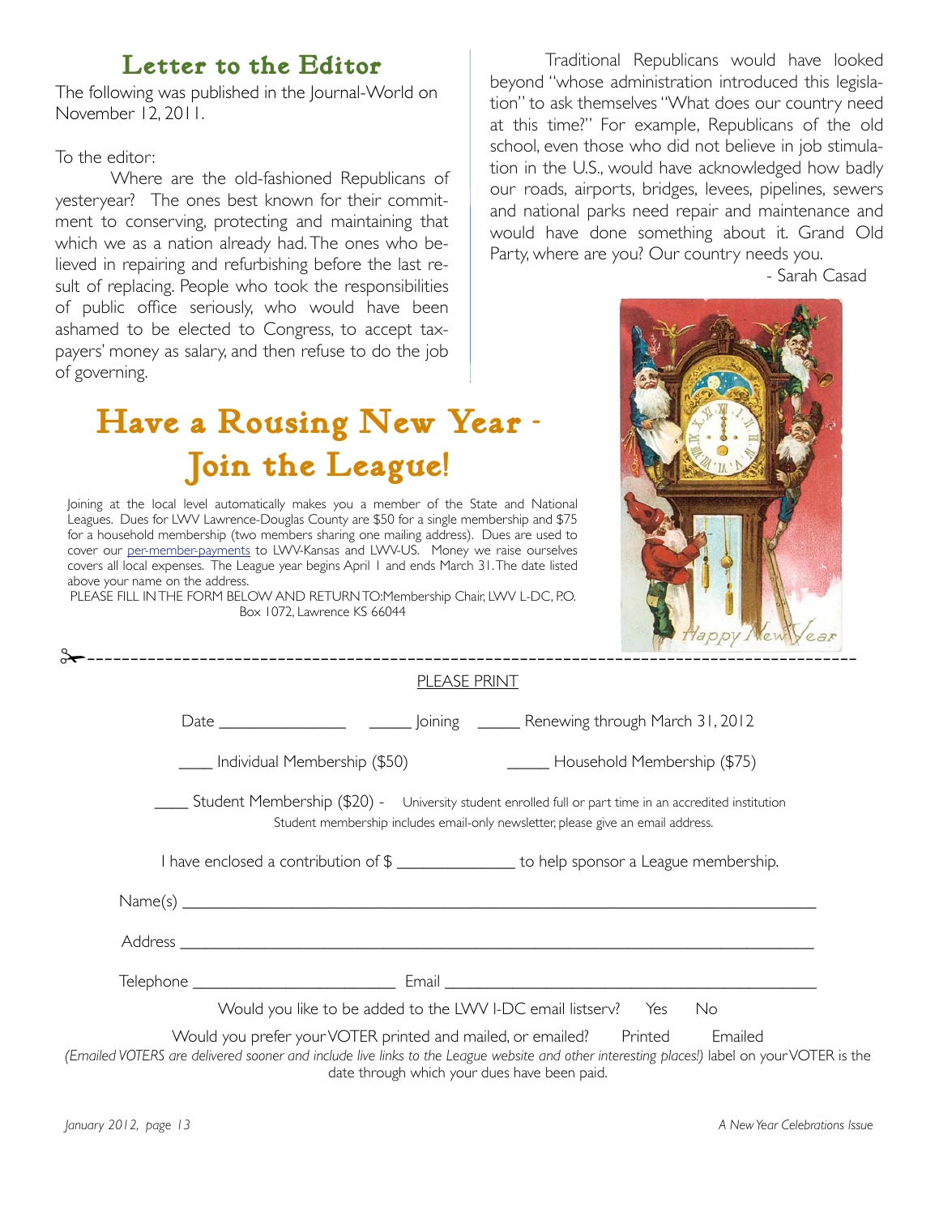## Letter to the Editor

The following was published in the Journal-World on November 12, 2011.

To the editor:

Where are the old-fashioned Republicans of yesteryear? The ones best known for their commitment to conserving, protecting and maintaining that which we as a nation already had. The ones who believed in repairing and refurbishing before the last result of replacing. People who took the responsibilities of public office seriously, who would have been ashamed to be elected to Congress, to accept taxpayers' money as salary, and then refuse to do the job of governing.

Traditional Republicans would have looked beyond "whose administration introduced this legislation" to ask themselves "What does our country need at this time?" For example, Republicans of the old school, even those who did not believe in job stimulation in the U.S., would have acknowledged how badly our roads, airports, bridges, levees, pipelines, sewers and national parks need repair and maintenance and would have done something about it. Grand Old Party, where are you? Our country needs you.

- Sarah Casad

# Have a Rousing New Year - Join the League!

Joining at the local level automatically makes you a member of the State and National Leagues. Dues for LWV Lawrence-Douglas County are $50 for a single membership and $75 for a household membership (two members sharing one mailing address). Dues are used to cover our per-member-payments to LWV-Kansas and LWV-US. Money we raise ourselves covers all local expenses. The League year begins April 1 and ends March 31. The date listed above your name on the address.

PLEASE FILL IN THE FORM BELOW AND RETURN TO: Membership Chair, LWV L-DC, P.O. Box 1072, Lawrence KS 66044

PLEASE PRINT

Date _______________ _____ Joining _____ Renewing through March 31, 2012

____ Individual Membership ($50) _____ Household Membership ($75)

____ Student Membership ($20) - University student enrolled full or part time in an accredited institution
Student membership includes email-only newsletter, please give an email address.

I have enclosed a contribution of $ _____________ to help sponsor a League membership.

Name(s) ____________________________________________

Address ____________________________________________

Telephone ________________________ Email ________________________

Would you like to be added to the LWV l-DC email listserv? Yes No

Would you prefer your VOTER printed and mailed, or emailed? Printed Emailed

*(Emailed VOTERS are delivered sooner and include live links to the League website and other interesting places!)* label on your VOTER is the date through which your dues have been paid.